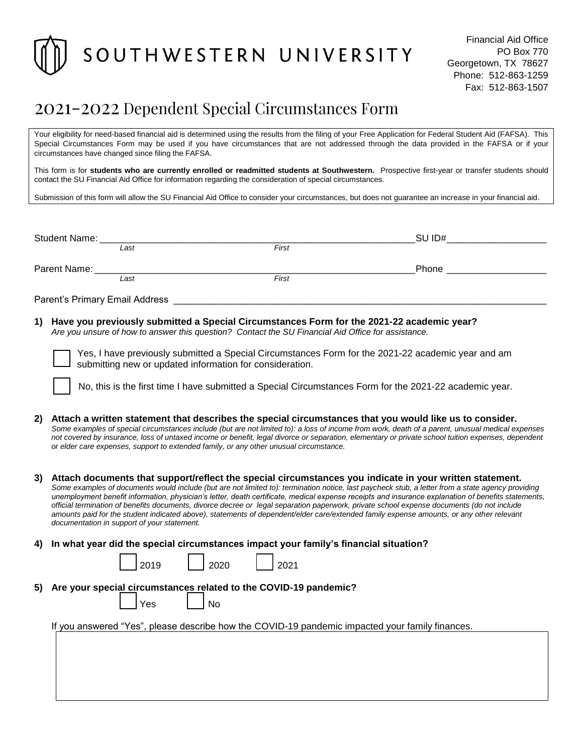# SOUTHWESTERN UNIVERSITY

Financial Aid Office
PO Box 770
Georgetown, TX 78627
Phone: 512-863-1259
Fax: 512-863-1507

## 2021-2022 Dependent Special Circumstances Form

Your eligibility for need-based financial aid is determined using the results from the filing of your Free Application for Federal Student Aid (FAFSA). This Special Circumstances Form may be used if you have circumstances that are not addressed through the data provided in the FAFSA or if your circumstances have changed since filing the FAFSA.

This form is for **students who are currently enrolled or readmitted students at Southwestern.** Prospective first-year or transfer students should contact the SU Financial Aid Office for information regarding the consideration of special circumstances.

Submission of this form will allow the SU Financial Aid Office to consider your circumstances, but does not guarantee an increase in your financial aid.

Student Name: ______________________________________________ SU ID# ____________________
*Last* *First*

Parent Name: ______________________________________________ Phone ____________________
*Last* *First*

Parent's Primary Email Address ______________________________________________

**1) Have you previously submitted a Special Circumstances Form for the 2021-22 academic year?**
*Are you unsure of how to answer this question? Contact the SU Financial Aid Office for assistance.*

☐ Yes, I have previously submitted a Special Circumstances Form for the 2021-22 academic year and am submitting new or updated information for consideration.

☐ No, this is the first time I have submitted a Special Circumstances Form for the 2021-22 academic year.

**2) Attach a written statement that describes the special circumstances that you would like us to consider.**
*Some examples of special circumstances include (but are not limited to): a loss of income from work, death of a parent, unusual medical expenses not covered by insurance, loss of untaxed income or benefit, legal divorce or separation, elementary or private school tuition expenses, dependent or elder care expenses, support to extended family, or any other unusual circumstance.*

**3) Attach documents that support/reflect the special circumstances you indicate in your written statement.**
*Some examples of documents would include (but are not limited to): termination notice, last paycheck stub, a letter from a state agency providing unemployment benefit information, physician's letter, death certificate, medical expense receipts and insurance explanation of benefits statements, official termination of benefits documents, divorce decree or legal separation paperwork, private school expense documents (do not include amounts paid for the student indicated above), statements of dependent/elder care/extended family expense amounts, or any other relevant documentation in support of your statement.*

**4) In what year did the special circumstances impact your family's financial situation?**

☐ 2019 ☐ 2020 ☐ 2021

**5) Are your special circumstances related to the COVID-19 pandemic?**

☐ Yes ☐ No

If you answered "Yes", please describe how the COVID-19 pandemic impacted your family finances.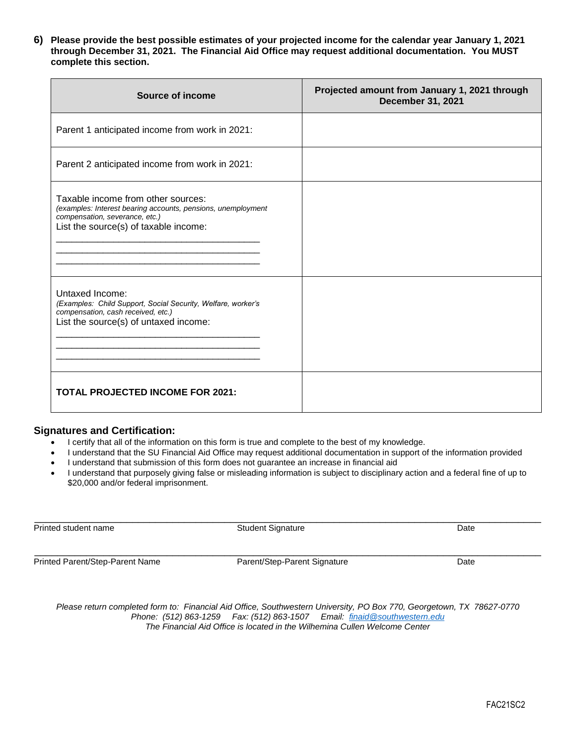**6) Please provide the best possible estimates of your projected income for the calendar year January 1, 2021 through December 31, 2021. The Financial Aid Office may request additional documentation. You MUST complete this section.**

| Source of income | Projected amount from January 1, 2021 through December 31, 2021 |
|---|---|
| Parent 1 anticipated income from work in 2021: | |
| Parent 2 anticipated income from work in 2021: | |
| Taxable income from other sources:<br>*(examples: Interest bearing accounts, pensions, unemployment compensation, severance, etc.)*<br>List the source(s) of taxable income:<br>\_\_\_\_\_\_\_\_\_\_\_\_\_\_\_\_\_\_\_\_\_\_\_\_\_\_\_\_\_\_\_\_\_\_\_\_\_\_\_\_<br>\_\_\_\_\_\_\_\_\_\_\_\_\_\_\_\_\_\_\_\_\_\_\_\_\_\_\_\_\_\_\_\_\_\_\_\_\_\_\_\_<br>\_\_\_\_\_\_\_\_\_\_\_\_\_\_\_\_\_\_\_\_\_\_\_\_\_\_\_\_\_\_\_\_\_\_\_\_\_\_\_\_ | |
| Untaxed Income:<br>*(Examples: Child Support, Social Security, Welfare, worker's compensation, cash received, etc.)*<br>List the source(s) of untaxed income:<br>\_\_\_\_\_\_\_\_\_\_\_\_\_\_\_\_\_\_\_\_\_\_\_\_\_\_\_\_\_\_\_\_\_\_\_\_\_\_\_\_<br>\_\_\_\_\_\_\_\_\_\_\_\_\_\_\_\_\_\_\_\_\_\_\_\_\_\_\_\_\_\_\_\_\_\_\_\_\_\_\_\_<br>\_\_\_\_\_\_\_\_\_\_\_\_\_\_\_\_\_\_\_\_\_\_\_\_\_\_\_\_\_\_\_\_\_\_\_\_\_\_\_\_ | |
| **TOTAL PROJECTED INCOME FOR 2021:** | |

## Signatures and Certification:

- I certify that all of the information on this form is true and complete to the best of my knowledge.
- I understand that the SU Financial Aid Office may request additional documentation in support of the information provided
- I understand that submission of this form does not guarantee an increase in financial aid
- I understand that purposely giving false or misleading information is subject to disciplinary action and a federal fine of up to $20,000 and/or federal imprisonment.

\_\_\_\_\_\_\_\_\_\_\_\_\_\_\_\_\_\_\_\_\_\_\_\_\_\_\_\_\_\_\_\_\_\_\_\_\_\_\_\_\_\_\_\_\_\_\_\_\_\_\_\_\_\_\_\_\_\_\_\_\_\_\_\_\_\_\_\_\_\_\_\_\_\_\_\_\_\_

Printed student name          Student Signature          Date

\_\_\_\_\_\_\_\_\_\_\_\_\_\_\_\_\_\_\_\_\_\_\_\_\_\_\_\_\_\_\_\_\_\_\_\_\_\_\_\_\_\_\_\_\_\_\_\_\_\_\_\_\_\_\_\_\_\_\_\_\_\_\_\_\_\_\_\_\_\_\_\_\_\_\_\_\_\_

Printed Parent/Step-Parent Name          Parent/Step-Parent Signature          Date

*Please return completed form to: Financial Aid Office, Southwestern University, PO Box 770, Georgetown, TX 78627-0770*
*Phone: (512) 863-1259 Fax: (512) 863-1507 Email: finaid@southwestern.edu*
*The Financial Aid Office is located in the Wilhemina Cullen Welcome Center*

FAC21SC2